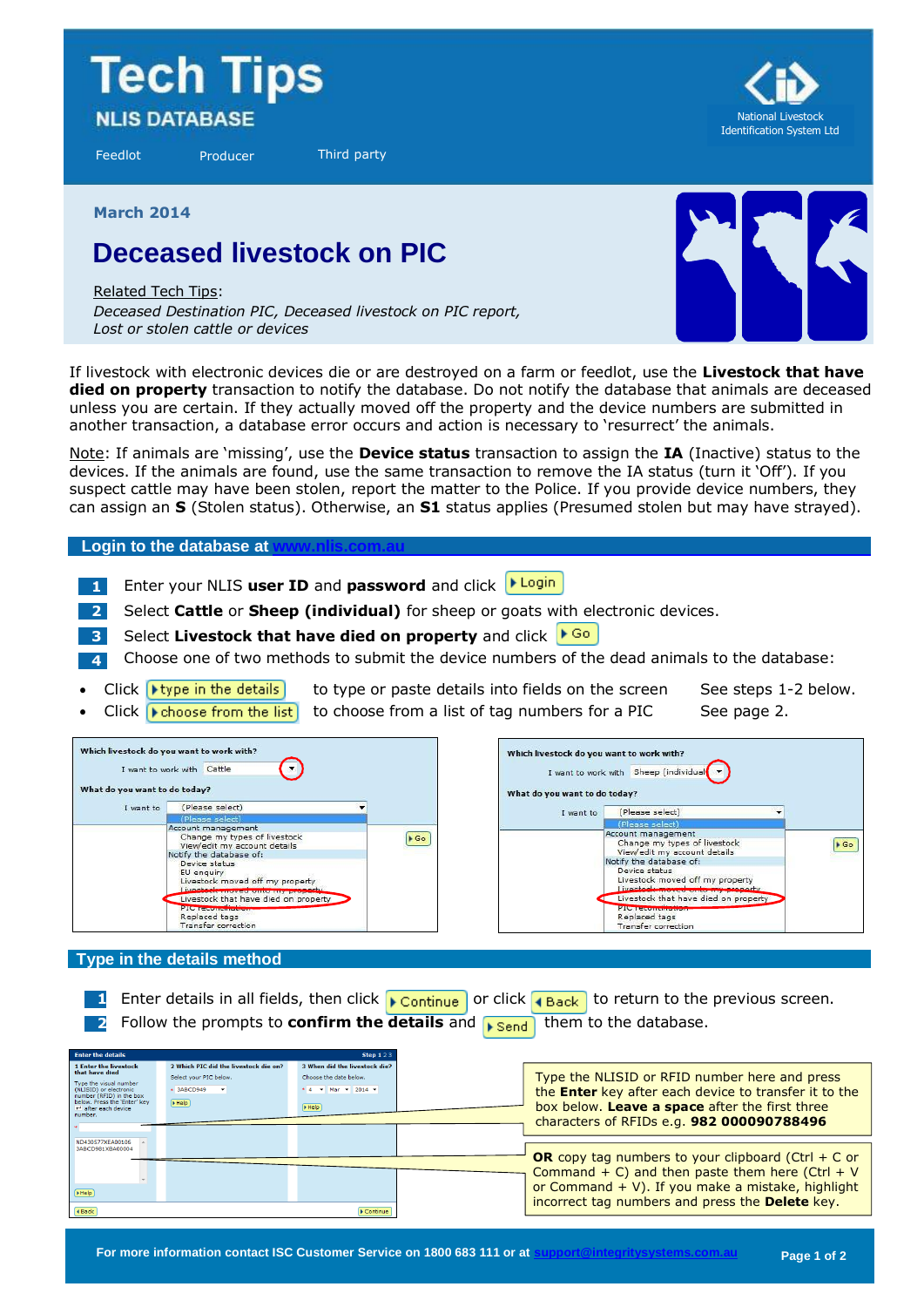# Tech Tips

**NLIS DATABASE**

Feedlot | Producer | Third party

National Livestock Identification System Ltd

March 2014

## Deceased livestock on PIC

Related Tech Tips:
*Deceased Destination PIC, Deceased livestock on PIC report, Lost or stolen cattle or devices*

If livestock with electronic devices die or are destroyed on a farm or feedlot, use the **Livestock that have died on property** transaction to notify the database. Do not notify the database that animals are deceased unless you are certain. If they actually moved off the property and the device numbers are submitted in another transaction, a database error occurs and action is necessary to 'resurrect' the animals.

Note: If animals are 'missing', use the **Device status** transaction to assign the **IA** (Inactive) status to the devices. If the animals are found, use the same transaction to remove the IA status (turn it 'Off'). If you suspect cattle may have been stolen, report the matter to the Police. If you provide device numbers, they can assign an **S** (Stolen status). Otherwise, an **S1** status applies (Presumed stolen but may have strayed).

### Login to the database at www.nlis.com.au

1. Enter your NLIS **user ID** and **password** and click **Login**
2. Select **Cattle** or **Sheep (individual)** for sheep or goats with electronic devices.
3. Select **Livestock that have died on property** and click **Go**
4. Choose one of two methods to submit the device numbers of the dead animals to the database:

- Click **type in the details** to type or paste details into fields on the screen — See steps 1-2 below.
- Click **choose from the list** to choose from a list of tag numbers for a PIC — See page 2.

### Type in the details method

1. Enter details in all fields, then click **Continue** or click **Back** to return to the previous screen.
2. Follow the prompts to **confirm the details** and **Send** them to the database.

Type the NLISID or RFID number here and press the **Enter** key after each device to transfer it to the box below. **Leave a space** after the first three characters of RFIDs e.g. **982 000090788496**

**OR** copy tag numbers to your clipboard (Ctrl + C or Command + C) and then paste them here (Ctrl + V or Command + V). If you make a mistake, highlight incorrect tag numbers and press the **Delete** key.

For more information contact ISC Customer Service on 1800 683 111 or at support@integritysystems.com.au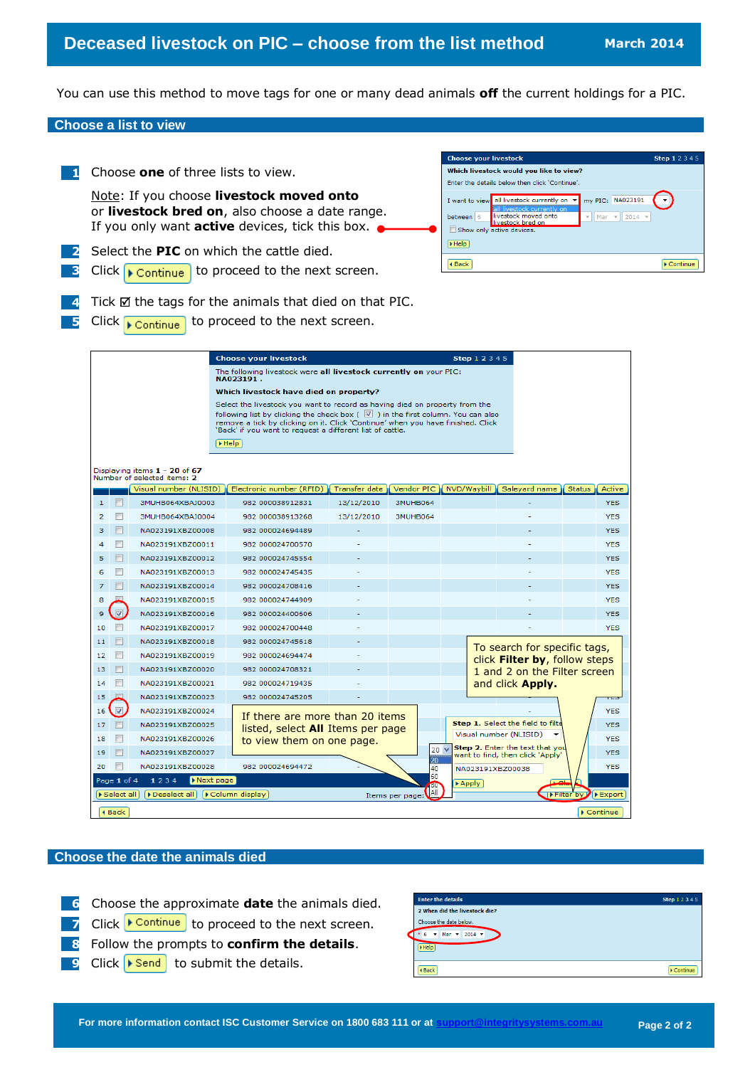# Deceased livestock on PIC – choose from the list method

March 2014

You can use this method to move tags for one or many dead animals **off** the current holdings for a PIC.

## Choose a list to view

1. Choose **one** of three lists to view.

   Note: If you choose **livestock moved onto** or **livestock bred on**, also choose a date range. If you only want **active** devices, tick this box.

2. Select the **PIC** on which the cattle died.
3. Click **Continue** to proceed to the next screen.
4. Tick ☑ the tags for the animals that died on that PIC.
5. Click **Continue** to proceed to the next screen.

To search for specific tags, click **Filter by**, follow steps 1 and 2 on the Filter screen and click **Apply**.

If there are more than 20 items listed, select **All** Items per page to view them on one page.

## Choose the date the animals died

6. Choose the approximate **date** the animals died.
7. Click **Continue** to proceed to the next screen.
8. Follow the prompts to **confirm the details**.
9. Click **Send** to submit the details.

For more information contact ISC Customer Service on 1800 683 111 or at support@integritysystems.com.au